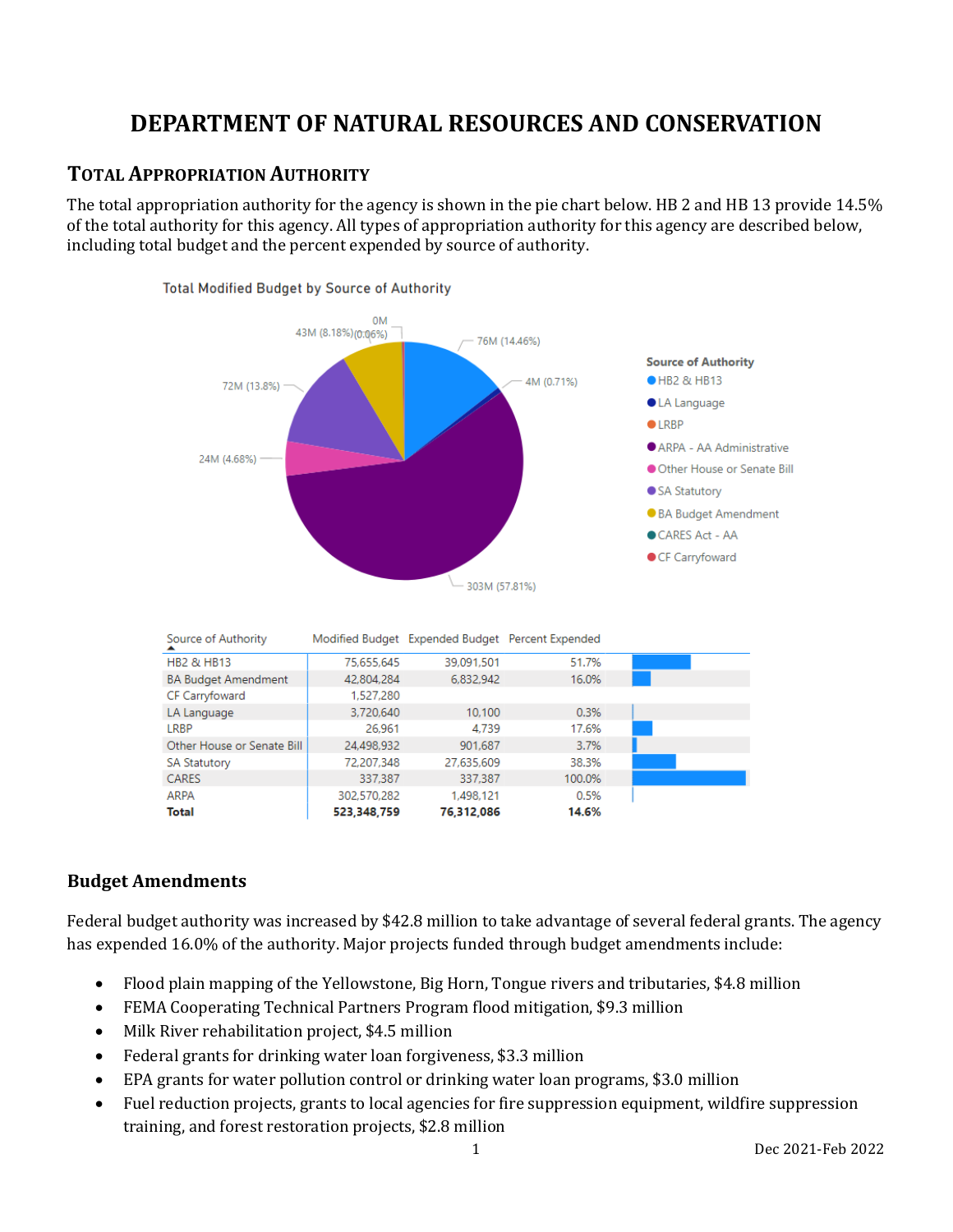# DEPARTMENT OF NATURAL RESOURCES AND CONSERVATION

## TOTAL APPROPRIATION AUTHORITY

The total appropriation authority for the agency is shown in the pie chart below. HB 2 and HB 13 provide 14.5% of the total authority for this agency. All types of appropriation authority for this agency are described below, including total budget and the percent expended by source of authority.

Total Modified Budget by Source of Authority

0M
43M (8.18%) (0.06%)
76M (14.46%)
4M (0.71%)
72M (13.8%)
24M (4.68%)
303M (57.81%)

Source of Authority
HB2 & HB13
LA Language
LRBP
ARPA - AA Administrative
Other House or Senate Bill
SA Statutory
BA Budget Amendment
CARES Act - AA
CF Carryfoward

| Source of Authority | Modified Budget | Expended Budget | Percent Expended |
|---|---|---|---|
| HB2 & HB13 | 75,655,645 | 39,091,501 | 51.7% |
| BA Budget Amendment | 42,804,284 | 6,832,942 | 16.0% |
| CF Carryfoward | 1,527,280 | | |
| LA Language | 3,720,640 | 10,100 | 0.3% |
| LRBP | 26,961 | 4,739 | 17.6% |
| Other House or Senate Bill | 24,498,932 | 901,687 | 3.7% |
| SA Statutory | 72,207,348 | 27,635,609 | 38.3% |
| CARES | 337,387 | 337,387 | 100.0% |
| ARPA | 302,570,282 | 1,498,121 | 0.5% |
| **Total** | **523,348,759** | **76,312,086** | **14.6%** |

### Budget Amendments

Federal budget authority was increased by $42.8 million to take advantage of several federal grants. The agency has expended 16.0% of the authority. Major projects funded through budget amendments include:

- Flood plain mapping of the Yellowstone, Big Horn, Tongue rivers and tributaries, $4.8 million
- FEMA Cooperating Technical Partners Program flood mitigation, $9.3 million
- Milk River rehabilitation project, $4.5 million
- Federal grants for drinking water loan forgiveness, $3.3 million
- EPA grants for water pollution control or drinking water loan programs, $3.0 million
- Fuel reduction projects, grants to local agencies for fire suppression equipment, wildfire suppression training, and forest restoration projects, $2.8 million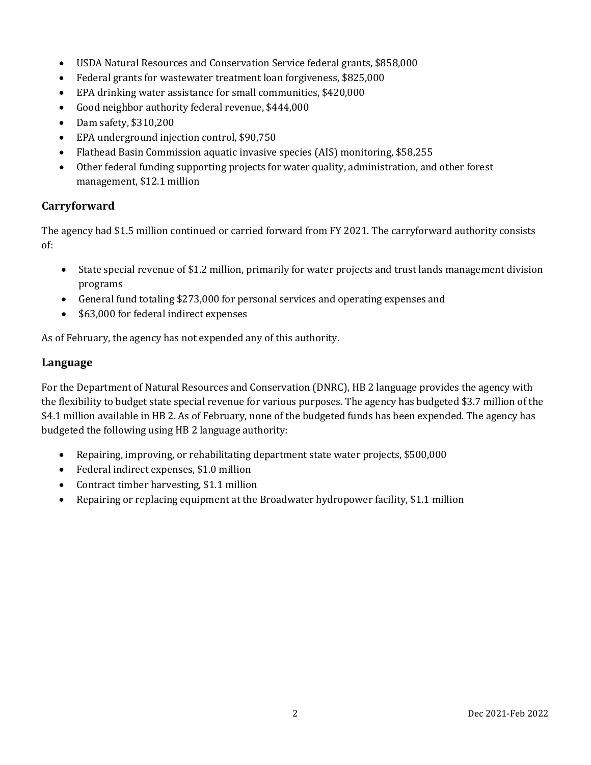- USDA Natural Resources and Conservation Service federal grants, $858,000
- Federal grants for wastewater treatment loan forgiveness, $825,000
- EPA drinking water assistance for small communities, $420,000
- Good neighbor authority federal revenue, $444,000
- Dam safety, $310,200
- EPA underground injection control, $90,750
- Flathead Basin Commission aquatic invasive species (AIS) monitoring, $58,255
- Other federal funding supporting projects for water quality, administration, and other forest management, $12.1 million

### Carryforward

The agency had $1.5 million continued or carried forward from FY 2021. The carryforward authority consists of:

- State special revenue of $1.2 million, primarily for water projects and trust lands management division programs
- General fund totaling $273,000 for personal services and operating expenses and
- $63,000 for federal indirect expenses

As of February, the agency has not expended any of this authority.

### Language

For the Department of Natural Resources and Conservation (DNRC), HB 2 language provides the agency with the flexibility to budget state special revenue for various purposes. The agency has budgeted $3.7 million of the $4.1 million available in HB 2. As of February, none of the budgeted funds has been expended. The agency has budgeted the following using HB 2 language authority:

- Repairing, improving, or rehabilitating department state water projects, $500,000
- Federal indirect expenses, $1.0 million
- Contract timber harvesting, $1.1 million
- Repairing or replacing equipment at the Broadwater hydropower facility, $1.1 million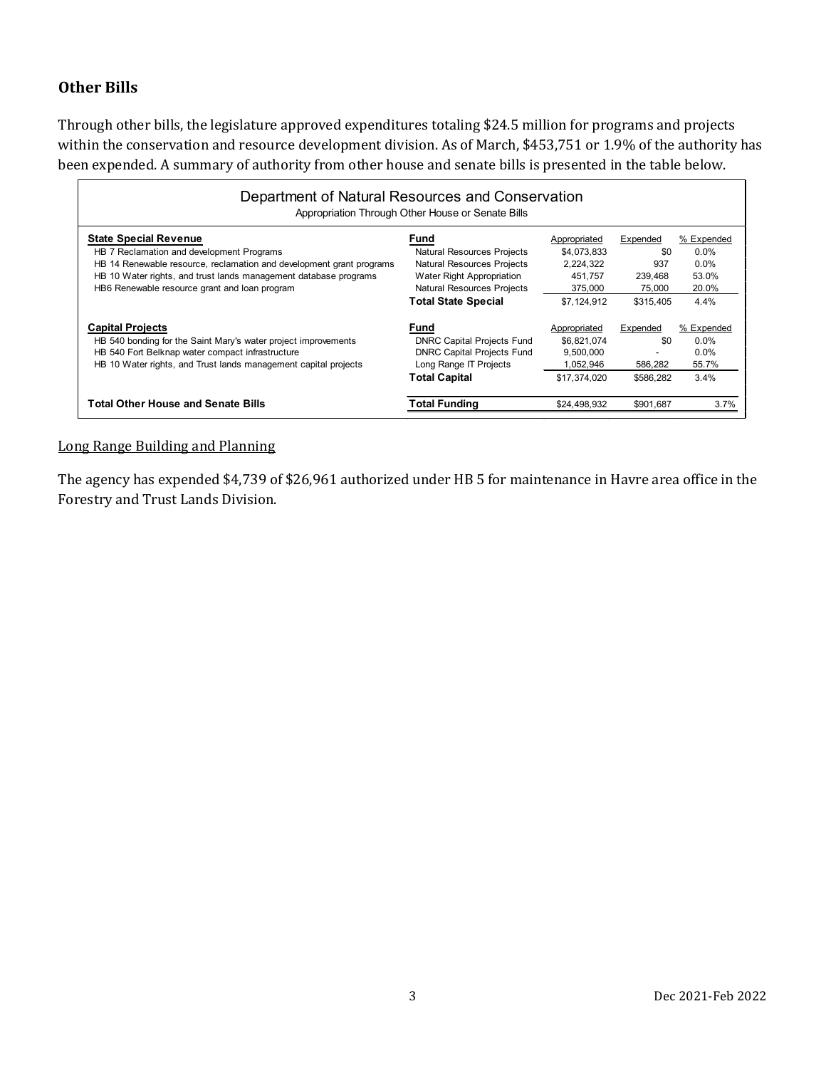## Other Bills

Through other bills, the legislature approved expenditures totaling $24.5 million for programs and projects within the conservation and resource development division. As of March, $453,751 or 1.9% of the authority has been expended. A summary of authority from other house and senate bills is presented in the table below.

| Department of Natural Resources and Conservation<br>Appropriation Through Other House or Senate Bills | | | | |
|---|---|---|---|---|
| **State Special Revenue** | **Fund** | Appropriated | Expended | % Expended |
| HB 7 Reclamation and development Programs | Natural Resources Projects | $4,073,833 | $0 | 0.0% |
| HB 14 Renewable resource, reclamation and development grant programs | Natural Resources Projects | 2,224,322 | 937 | 0.0% |
| HB 10 Water rights, and trust lands management database programs | Water Right Appropriation | 451,757 | 239,468 | 53.0% |
| HB6 Renewable resource grant and loan program | Natural Resources Projects | 375,000 | 75,000 | 20.0% |
| | **Total State Special** | $7,124,912 | $315,405 | 4.4% |
| **Capital Projects** | **Fund** | Appropriated | Expended | % Expended |
| HB 540 bonding for the Saint Mary's water project improvements | DNRC Capital Projects Fund | $6,821,074 | $0 | 0.0% |
| HB 540 Fort Belknap water compact infrastructure | DNRC Capital Projects Fund | 9,500,000 | - | 0.0% |
| HB 10 Water rights, and Trust lands management capital projects | Long Range IT Projects | 1,052,946 | 586,282 | 55.7% |
| | **Total Capital** | $17,374,020 | $586,282 | 3.4% |
| **Total Other House and Senate Bills** | **Total Funding** | $24,498,932 | $901,687 | 3.7% |

Long Range Building and Planning

The agency has expended $4,739 of $26,961 authorized under HB 5 for maintenance in Havre area office in the Forestry and Trust Lands Division.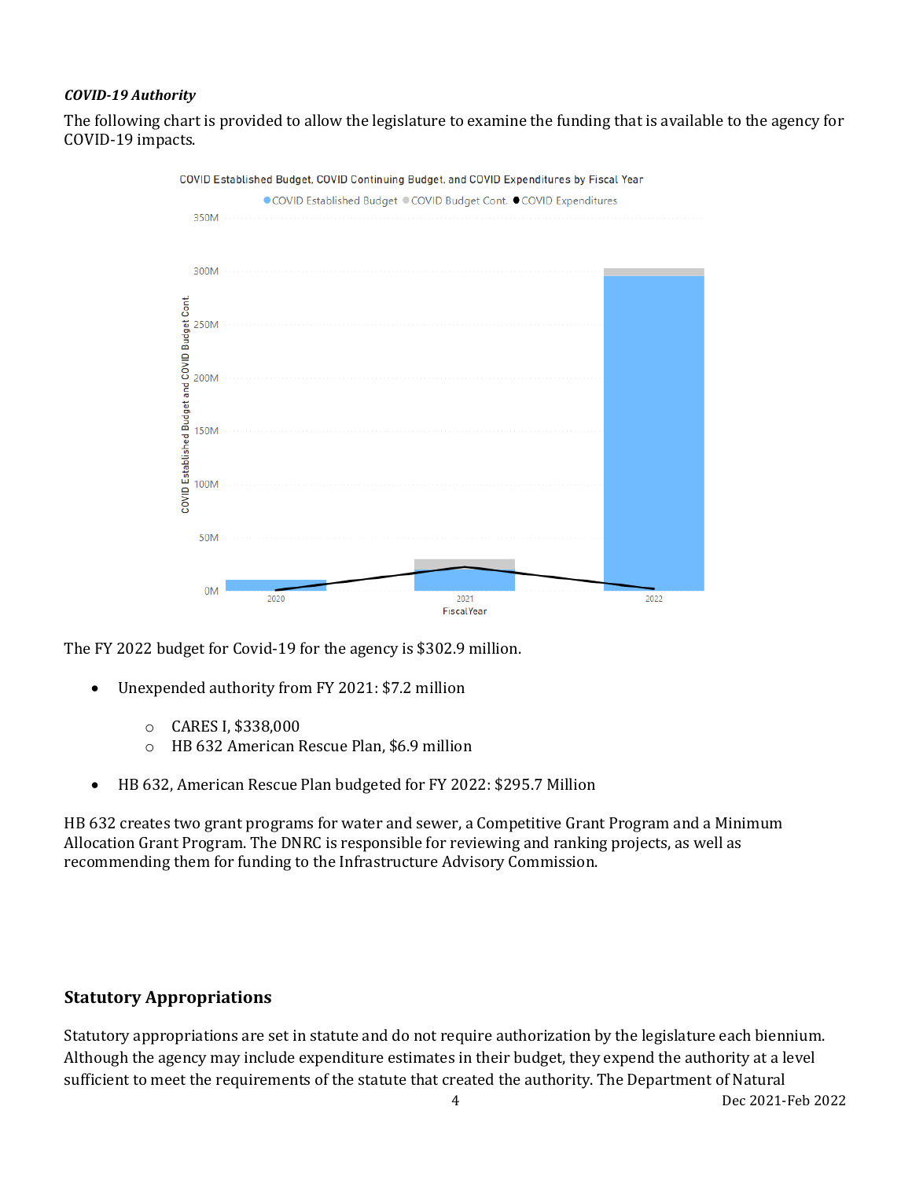*COVID-19 Authority*

The following chart is provided to allow the legislature to examine the funding that is available to the agency for COVID-19 impacts.

COVID Established Budget, COVID Continuing Budget, and COVID Expenditures by Fiscal Year

COVID Established Budget ● COVID Budget Cont. ● COVID Expenditures

COVID Established Budget and COVID Budget Cont.

350M
300M
250M
200M
150M
100M
50M
0M

2020
2021
2022

Fiscal Year

The FY 2022 budget for Covid-19 for the agency is $302.9 million.

- Unexpended authority from FY 2021: $7.2 million
  - CARES I, $338,000
  - HB 632 American Rescue Plan, $6.9 million
- HB 632, American Rescue Plan budgeted for FY 2022: $295.7 Million

HB 632 creates two grant programs for water and sewer, a Competitive Grant Program and a Minimum Allocation Grant Program. The DNRC is responsible for reviewing and ranking projects, as well as recommending them for funding to the Infrastructure Advisory Commission.

## Statutory Appropriations

Statutory appropriations are set in statute and do not require authorization by the legislature each biennium. Although the agency may include expenditure estimates in their budget, they expend the authority at a level sufficient to meet the requirements of the statute that created the authority. The Department of Natural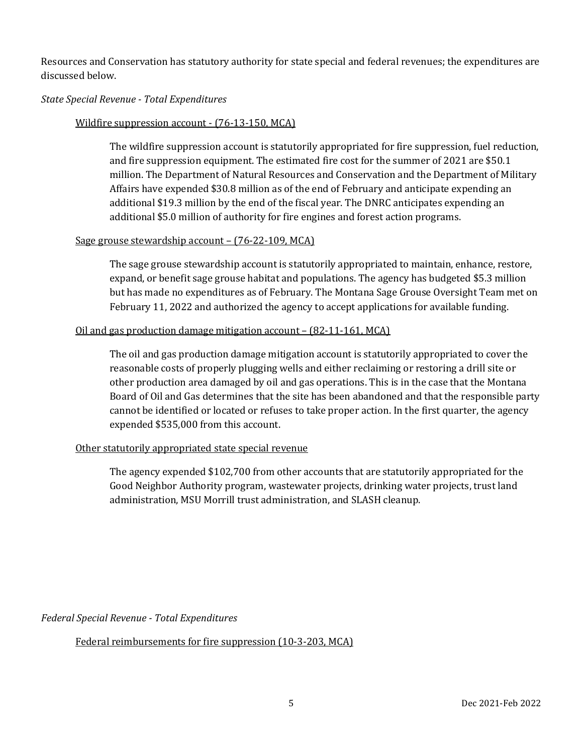Resources and Conservation has statutory authority for state special and federal revenues; the expenditures are discussed below.

*State Special Revenue - Total Expenditures*

Wildfire suppression account - (76-13-150, MCA)

The wildfire suppression account is statutorily appropriated for fire suppression, fuel reduction, and fire suppression equipment. The estimated fire cost for the summer of 2021 are $50.1 million. The Department of Natural Resources and Conservation and the Department of Military Affairs have expended $30.8 million as of the end of February and anticipate expending an additional $19.3 million by the end of the fiscal year. The DNRC anticipates expending an additional $5.0 million of authority for fire engines and forest action programs.

Sage grouse stewardship account – (76-22-109, MCA)

The sage grouse stewardship account is statutorily appropriated to maintain, enhance, restore, expand, or benefit sage grouse habitat and populations. The agency has budgeted $5.3 million but has made no expenditures as of February. The Montana Sage Grouse Oversight Team met on February 11, 2022 and authorized the agency to accept applications for available funding.

Oil and gas production damage mitigation account – (82-11-161, MCA)

The oil and gas production damage mitigation account is statutorily appropriated to cover the reasonable costs of properly plugging wells and either reclaiming or restoring a drill site or other production area damaged by oil and gas operations. This is in the case that the Montana Board of Oil and Gas determines that the site has been abandoned and that the responsible party cannot be identified or located or refuses to take proper action. In the first quarter, the agency expended $535,000 from this account.

Other statutorily appropriated state special revenue

The agency expended $102,700 from other accounts that are statutorily appropriated for the Good Neighbor Authority program, wastewater projects, drinking water projects, trust land administration, MSU Morrill trust administration, and SLASH cleanup.

*Federal Special Revenue - Total Expenditures*

Federal reimbursements for fire suppression (10-3-203, MCA)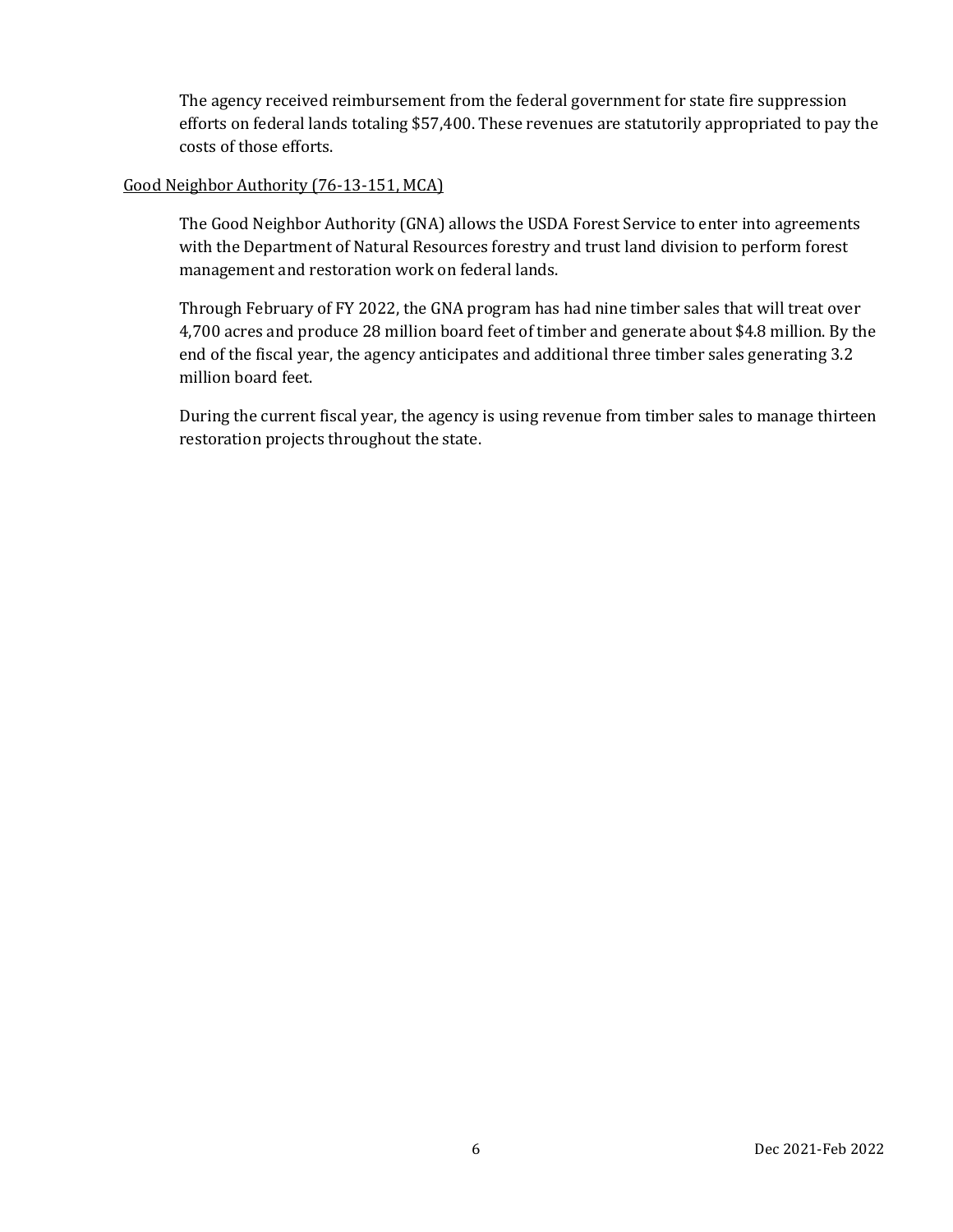The agency received reimbursement from the federal government for state fire suppression efforts on federal lands totaling $57,400. These revenues are statutorily appropriated to pay the costs of those efforts.

<u>Good Neighbor Authority (76-13-151, MCA)</u>

The Good Neighbor Authority (GNA) allows the USDA Forest Service to enter into agreements with the Department of Natural Resources forestry and trust land division to perform forest management and restoration work on federal lands.

Through February of FY 2022, the GNA program has had nine timber sales that will treat over 4,700 acres and produce 28 million board feet of timber and generate about $4.8 million. By the end of the fiscal year, the agency anticipates and additional three timber sales generating 3.2 million board feet.

During the current fiscal year, the agency is using revenue from timber sales to manage thirteen restoration projects throughout the state.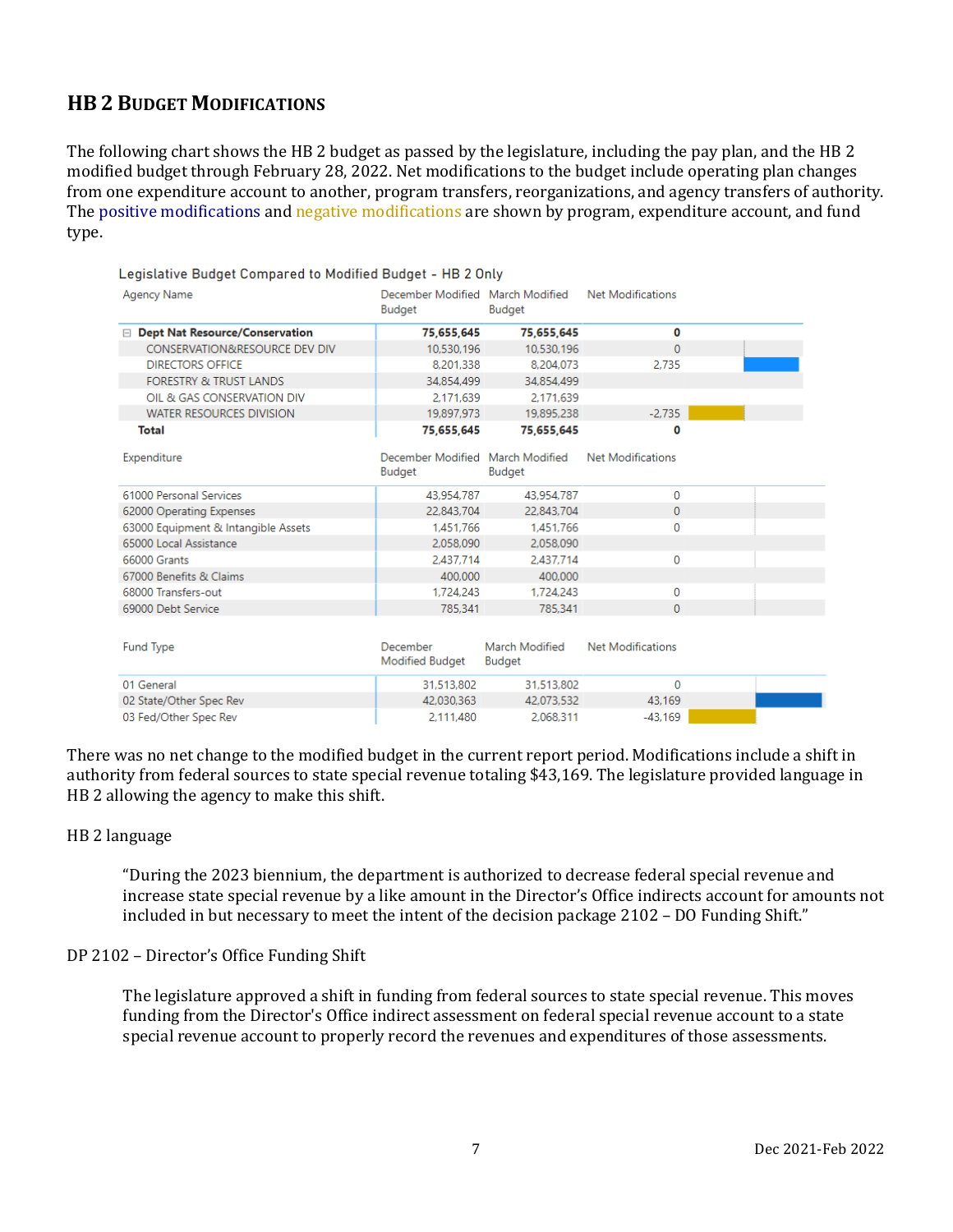## HB 2 Budget Modifications

The following chart shows the HB 2 budget as passed by the legislature, including the pay plan, and the HB 2 modified budget through February 28, 2022. Net modifications to the budget include operating plan changes from one expenditure account to another, program transfers, reorganizations, and agency transfers of authority. The positive modifications and negative modifications are shown by program, expenditure account, and fund type.

Legislative Budget Compared to Modified Budget - HB 2 Only

| Agency Name | December Modified Budget | March Modified Budget | Net Modifications |
|---|---|---|---|
| **Dept Nat Resource/Conservation** | **75,655,645** | **75,655,645** | **0** |
| CONSERVATION&RESOURCE DEV DIV | 10,530,196 | 10,530,196 | 0 |
| DIRECTORS OFFICE | 8,201,338 | 8,204,073 | 2,735 |
| FORESTRY & TRUST LANDS | 34,854,499 | 34,854,499 | |
| OIL & GAS CONSERVATION DIV | 2,171,639 | 2,171,639 | |
| WATER RESOURCES DIVISION | 19,897,973 | 19,895,238 | -2,735 |
| **Total** | **75,655,645** | **75,655,645** | **0** |

| Expenditure | December Modified Budget | March Modified Budget | Net Modifications |
|---|---|---|---|
| 61000 Personal Services | 43,954,787 | 43,954,787 | 0 |
| 62000 Operating Expenses | 22,843,704 | 22,843,704 | 0 |
| 63000 Equipment & Intangible Assets | 1,451,766 | 1,451,766 | 0 |
| 65000 Local Assistance | 2,058,090 | 2,058,090 | |
| 66000 Grants | 2,437,714 | 2,437,714 | 0 |
| 67000 Benefits & Claims | 400,000 | 400,000 | |
| 68000 Transfers-out | 1,724,243 | 1,724,243 | 0 |
| 69000 Debt Service | 785,341 | 785,341 | 0 |

| Fund Type | December Modified Budget | March Modified Budget | Net Modifications |
|---|---|---|---|
| 01 General | 31,513,802 | 31,513,802 | 0 |
| 02 State/Other Spec Rev | 42,030,363 | 42,073,532 | 43,169 |
| 03 Fed/Other Spec Rev | 2,111,480 | 2,068,311 | -43,169 |

There was no net change to the modified budget in the current report period. Modifications include a shift in authority from federal sources to state special revenue totaling $43,169. The legislature provided language in HB 2 allowing the agency to make this shift.

HB 2 language

> "During the 2023 biennium, the department is authorized to decrease federal special revenue and increase state special revenue by a like amount in the Director's Office indirects account for amounts not included in but necessary to meet the intent of the decision package 2102 – DO Funding Shift."

DP 2102 – Director's Office Funding Shift

> The legislature approved a shift in funding from federal sources to state special revenue. This moves funding from the Director's Office indirect assessment on federal special revenue account to a state special revenue account to properly record the revenues and expenditures of those assessments.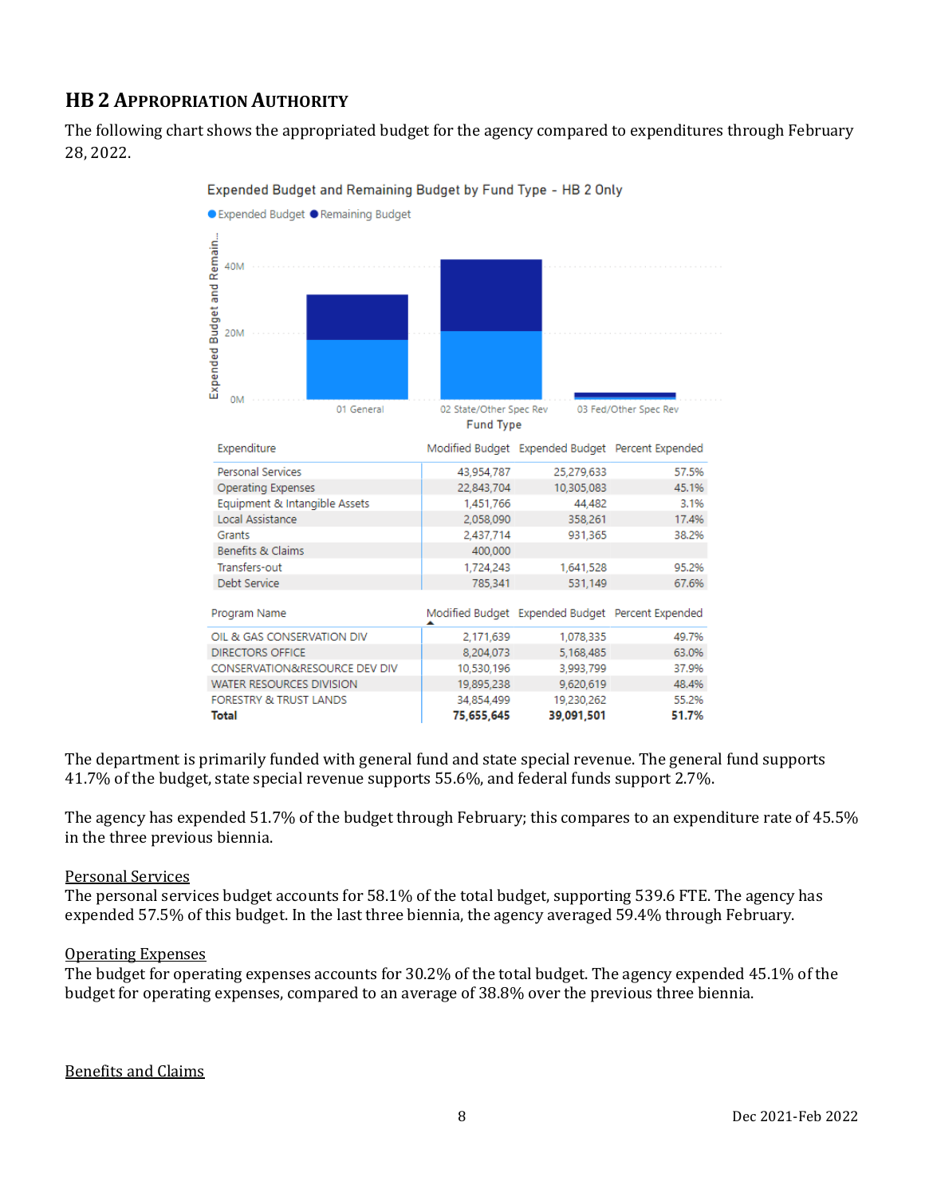## HB 2 Appropriation Authority

The following chart shows the appropriated budget for the agency compared to expenditures through February 28, 2022.

Expended Budget and Remaining Budget by Fund Type - HB 2 Only

| Expenditure | Modified Budget | Expended Budget | Percent Expended |
|---|---|---|---|
| Personal Services | 43,954,787 | 25,279,633 | 57.5% |
| Operating Expenses | 22,843,704 | 10,305,083 | 45.1% |
| Equipment & Intangible Assets | 1,451,766 | 44,482 | 3.1% |
| Local Assistance | 2,058,090 | 358,261 | 17.4% |
| Grants | 2,437,714 | 931,365 | 38.2% |
| Benefits & Claims | 400,000 | | |
| Transfers-out | 1,724,243 | 1,641,528 | 95.2% |
| Debt Service | 785,341 | 531,149 | 67.6% |

| Program Name | Modified Budget | Expended Budget | Percent Expended |
|---|---|---|---|
| OIL & GAS CONSERVATION DIV | 2,171,639 | 1,078,335 | 49.7% |
| DIRECTORS OFFICE | 8,204,073 | 5,168,485 | 63.0% |
| CONSERVATION&RESOURCE DEV DIV | 10,530,196 | 3,993,799 | 37.9% |
| WATER RESOURCES DIVISION | 19,895,238 | 9,620,619 | 48.4% |
| FORESTRY & TRUST LANDS | 34,854,499 | 19,230,262 | 55.2% |
| **Total** | **75,655,645** | **39,091,501** | **51.7%** |

The department is primarily funded with general fund and state special revenue. The general fund supports 41.7% of the budget, state special revenue supports 55.6%, and federal funds support 2.7%.

The agency has expended 51.7% of the budget through February; this compares to an expenditure rate of 45.5% in the three previous biennia.

<u>Personal Services</u>

The personal services budget accounts for 58.1% of the total budget, supporting 539.6 FTE. The agency has expended 57.5% of this budget. In the last three biennia, the agency averaged 59.4% through February.

<u>Operating Expenses</u>

The budget for operating expenses accounts for 30.2% of the total budget. The agency expended 45.1% of the budget for operating expenses, compared to an average of 38.8% over the previous three biennia.

<u>Benefits and Claims</u>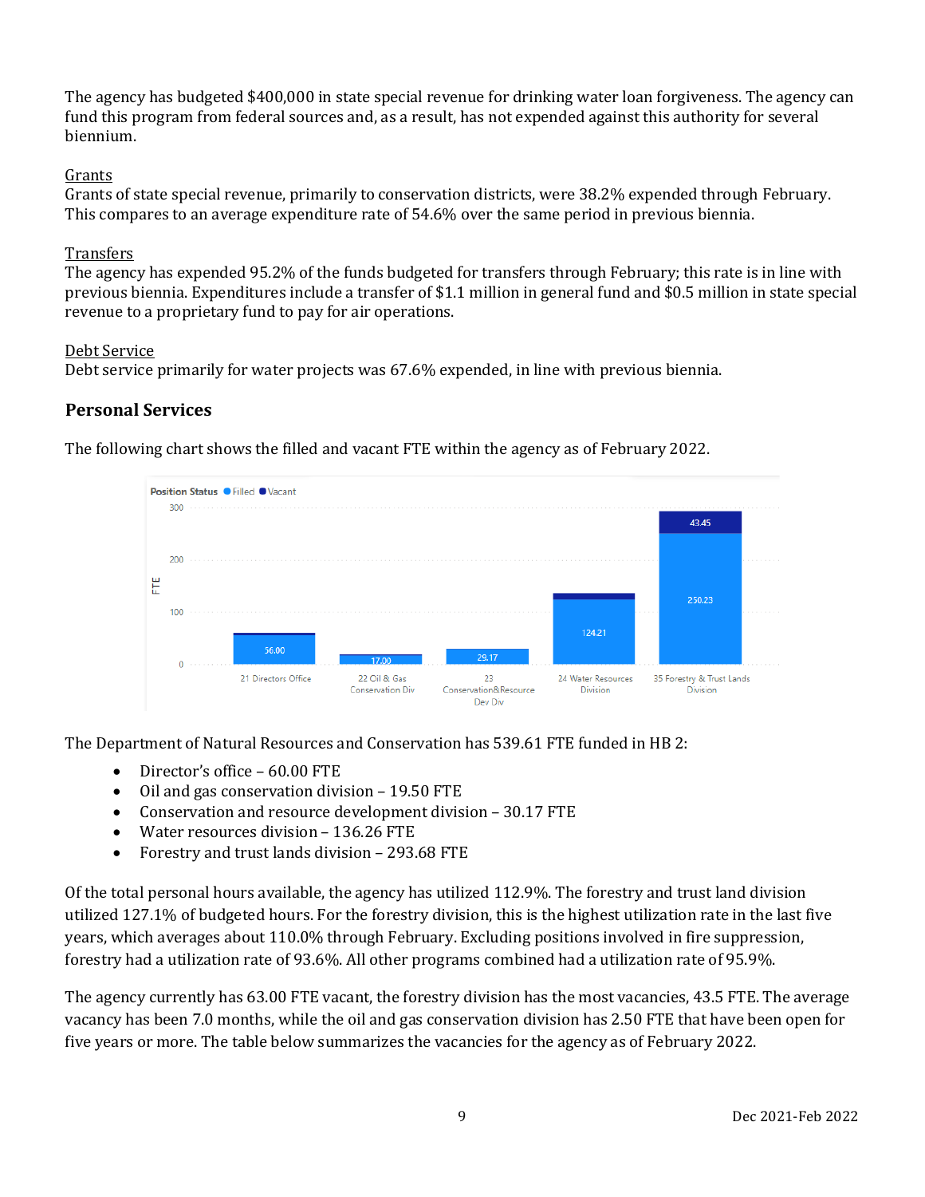The agency has budgeted $400,000 in state special revenue for drinking water loan forgiveness. The agency can fund this program from federal sources and, as a result, has not expended against this authority for several biennium.

Grants

Grants of state special revenue, primarily to conservation districts, were 38.2% expended through February. This compares to an average expenditure rate of 54.6% over the same period in previous biennia.

Transfers

The agency has expended 95.2% of the funds budgeted for transfers through February; this rate is in line with previous biennia. Expenditures include a transfer of $1.1 million in general fund and $0.5 million in state special revenue to a proprietary fund to pay for air operations.

Debt Service

Debt service primarily for water projects was 67.6% expended, in line with previous biennia.

### Personal Services

The following chart shows the filled and vacant FTE within the agency as of February 2022.

Position Status Filled Vacant

FTE

300
200
100
0

56.00
17.00
29.17
124.21
250.23
43.45

21 Directors Office
22 Oil & Gas Conservation Div
23 Conservation&Resource Dev Div
24 Water Resources Division
35 Forestry & Trust Lands Division

The Department of Natural Resources and Conservation has 539.61 FTE funded in HB 2:

- Director's office – 60.00 FTE
- Oil and gas conservation division – 19.50 FTE
- Conservation and resource development division – 30.17 FTE
- Water resources division – 136.26 FTE
- Forestry and trust lands division – 293.68 FTE

Of the total personal hours available, the agency has utilized 112.9%. The forestry and trust land division utilized 127.1% of budgeted hours. For the forestry division, this is the highest utilization rate in the last five years, which averages about 110.0% through February. Excluding positions involved in fire suppression, forestry had a utilization rate of 93.6%. All other programs combined had a utilization rate of 95.9%.

The agency currently has 63.00 FTE vacant, the forestry division has the most vacancies, 43.5 FTE. The average vacancy has been 7.0 months, while the oil and gas conservation division has 2.50 FTE that have been open for five years or more. The table below summarizes the vacancies for the agency as of February 2022.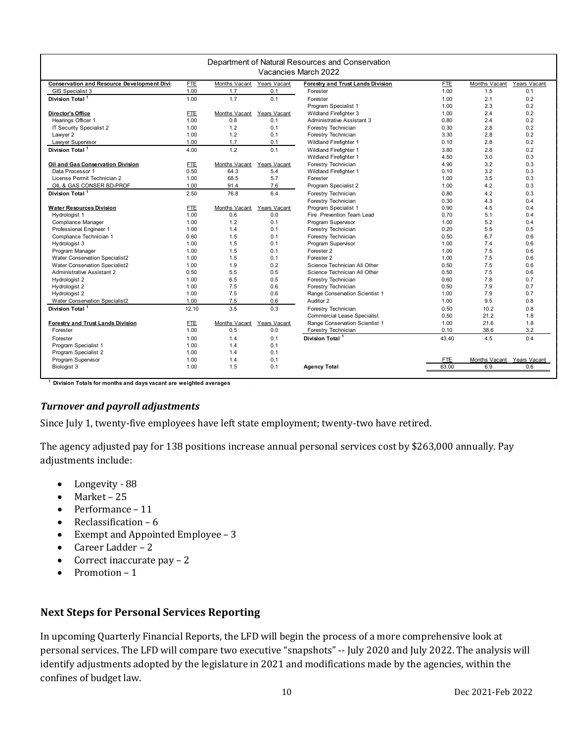Department of Natural Resources and Conservation
Vacancies March 2022

| Conservation and Resource Development Divi | FTE | Months Vacant | Years Vacant | Forestry and Trust Lands Division | FTE | Months Vacant | Years Vacant |
|---|---|---|---|---|---|---|---|
| GIS Specialist 3 | 1.00 | 1.7 | 0.1 | Forester | 1.00 | 1.5 | 0.1 |
| Division Total [1] | 1.00 | 1.7 | 0.1 | Forester | 1.00 | 2.1 | 0.2 |
| | | | | Program Specialist 1 | 1.00 | 2.3 | 0.2 |
| **Director's Office** | FTE | Months Vacant | Years Vacant | Wildland Firefighter 3 | 1.00 | 2.4 | 0.2 |
| Hearings Officer 1 | 1.00 | 0.8 | 0.1 | Administrative Assistant 3 | 0.80 | 2.4 | 0.2 |
| IT Security Specialist 2 | 1.00 | 1.2 | 0.1 | Forestry Technician | 0.30 | 2.8 | 0.2 |
| Lawyer 2 | 1.00 | 1.2 | 0.1 | Forestry Technician | 3.30 | 2.8 | 0.2 |
| Lawyer Supervisor | 1.00 | 1.7 | 0.1 | Wildland Firefighter 1 | 0.10 | 2.8 | 0.2 |
| Division Total [1] | 4.00 | 1.2 | 0.1 | Wildland Firefighter 1 | 3.80 | 2.8 | 0.2 |
| | | | | Wildland Firefighter 1 | 4.50 | 3.0 | 0.3 |
| **Oil and Gas Conservation Division** | FTE | Months Vacant | Years Vacant | Forestry Technician | 4.90 | 3.2 | 0.3 |
| Data Processor 1 | 0.50 | 64.3 | 5.4 | Wildland Firefighter 1 | 0.10 | 3.2 | 0.3 |
| License Permit Technician 2 | 1.00 | 68.5 | 5.7 | Forester | 1.00 | 3.5 | 0.3 |
| OIL & GAS CONSER BD-PROF | 1.00 | 91.4 | 7.6 | Program Specialist 2 | 1.00 | 4.2 | 0.3 |
| Division Total [1] | 2.50 | 76.8 | 6.4 | Forestry Technician | 0.80 | 4.2 | 0.3 |
| | | | | Forestry Technician | 0.30 | 4.3 | 0.4 |
| **Water Resources Division** | FTE | Months Vacant | Years Vacant | Program Specialist 1 | 0.90 | 4.5 | 0.4 |
| Hydrologist 1 | 1.00 | 0.6 | 0.0 | Fire Prevention Team Lead | 0.70 | 5.1 | 0.4 |
| Compliance Manager | 1.00 | 1.2 | 0.1 | Program Supervisor | 1.00 | 5.2 | 0.4 |
| Professional Engineer 1 | 1.00 | 1.4 | 0.1 | Forestry Technician | 0.20 | 5.5 | 0.5 |
| Compliance Technician 1 | 0.60 | 1.5 | 0.1 | Forestry Technician | 0.50 | 6.7 | 0.6 |
| Hydrologist 3 | 1.00 | 1.5 | 0.1 | Program Supervisor | 1.00 | 7.4 | 0.6 |
| Program Manager | 1.00 | 1.5 | 0.1 | Forester 2 | 1.00 | 7.5 | 0.6 |
| Water Conservation Specialist2 | 1.00 | 1.5 | 0.1 | Forester 2 | 1.00 | 7.5 | 0.6 |
| Water Conservation Specialist2 | 1.00 | 1.9 | 0.2 | Science Technician All Other | 0.50 | 7.5 | 0.6 |
| Administrative Assistant 2 | 0.50 | 5.5 | 0.5 | Science Technician All Other | 0.50 | 7.5 | 0.6 |
| Hydrologist 2 | 1.00 | 6.5 | 0.5 | Forestry Technician | 0.60 | 7.8 | 0.7 |
| Hydrologist 2 | 1.00 | 7.5 | 0.6 | Forestry Technician | 0.50 | 7.9 | 0.7 |
| Hydrologist 2 | 1.00 | 7.5 | 0.6 | Range Conservation Scientist 1 | 1.00 | 7.9 | 0.7 |
| Water Conservation Specialist2 | 1.00 | 7.5 | 0.6 | Auditor 2 | 1.00 | 9.5 | 0.8 |
| Division Total [1] | 12.10 | 3.5 | 0.3 | Forestry Technician | 0.50 | 10.2 | 0.8 |
| | | | | Commercial Lease Specialist | 0.50 | 21.2 | 1.8 |
| **Forestry and Trust Lands Division** | FTE | Months Vacant | Years Vacant | Range Conservation Scientist 1 | 1.00 | 21.6 | 1.8 |
| Forester | 1.00 | 0.5 | 0.0 | Forestry Technician | 0.10 | 38.6 | 3.2 |
| Forester | 1.00 | 1.4 | 0.1 | Division Total [1] | 43.40 | 4.5 | 0.4 |
| Program Specialist 1 | 1.00 | 1.4 | 0.1 | | | | |
| Program Specialist 2 | 1.00 | 1.4 | 0.1 | | | | |
| Program Supervisor | 1.00 | 1.4 | 0.1 | | FTE | Months Vacant | Years Vacant |
| Biologist 3 | 1.00 | 1.5 | 0.1 | **Agency Total** | 63.00 | 6.9 | 0.6 |

[1] Division Totals for months and days vacant are weighted averages

### *Turnover and payroll adjustments*

Since July 1, twenty-five employees have left state employment; twenty-two have retired.

The agency adjusted pay for 138 positions increase annual personal services cost by $263,000 annually. Pay adjustments include:

- Longevity - 88
- Market – 25
- Performance – 11
- Reclassification – 6
- Exempt and Appointed Employee – 3
- Career Ladder – 2
- Correct inaccurate pay – 2
- Promotion – 1

## Next Steps for Personal Services Reporting

In upcoming Quarterly Financial Reports, the LFD will begin the process of a more comprehensive look at personal services. The LFD will compare two executive "snapshots" -- July 2020 and July 2022. The analysis will identify adjustments adopted by the legislature in 2021 and modifications made by the agencies, within the confines of budget law.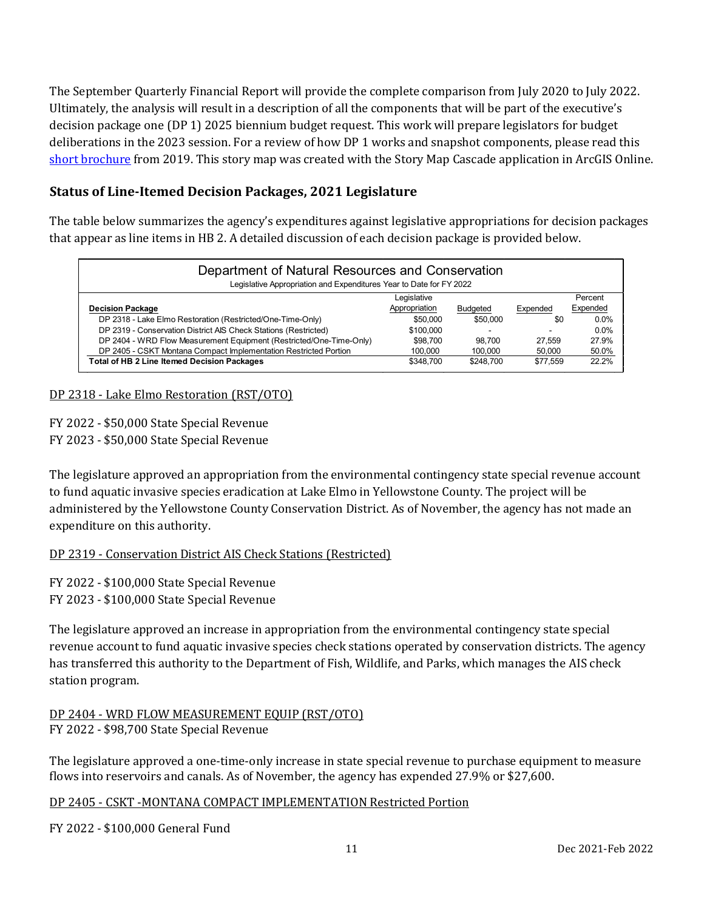The September Quarterly Financial Report will provide the complete comparison from July 2020 to July 2022. Ultimately, the analysis will result in a description of all the components that will be part of the executive's decision package one (DP 1) 2025 biennium budget request. This work will prepare legislators for budget deliberations in the 2023 session. For a review of how DP 1 works and snapshot components, please read this short brochure from 2019. This story map was created with the Story Map Cascade application in ArcGIS Online.

## Status of Line-Itemed Decision Packages, 2021 Legislature

The table below summarizes the agency's expenditures against legislative appropriations for decision packages that appear as line items in HB 2. A detailed discussion of each decision package is provided below.

Department of Natural Resources and Conservation

Legislative Appropriation and Expenditures Year to Date for FY 2022

| Decision Package | Legislative Appropriation | Budgeted | Expended | Percent Expended |
|---|---|---|---|---|
| DP 2318 - Lake Elmo Restoration (Restricted/One-Time-Only) | $50,000 | $50,000 | $0 | 0.0% |
| DP 2319 - Conservation District AIS Check Stations (Restricted) | $100,000 | - | - | 0.0% |
| DP 2404 - WRD Flow Measurement Equipment (Restricted/One-Time-Only) | $98,700 | 98,700 | 27,559 | 27.9% |
| DP 2405 - CSKT Montana Compact Implementation Restricted Portion | 100,000 | 100,000 | 50,000 | 50.0% |
| **Total of HB 2 Line Itemed Decision Packages** | $348,700 | $248,700 | $77,559 | 22.2% |

DP 2318 - Lake Elmo Restoration (RST/OTO)

FY 2022 - $50,000 State Special Revenue
FY 2023 - $50,000 State Special Revenue

The legislature approved an appropriation from the environmental contingency state special revenue account to fund aquatic invasive species eradication at Lake Elmo in Yellowstone County. The project will be administered by the Yellowstone County Conservation District. As of November, the agency has not made an expenditure on this authority.

DP 2319 - Conservation District AIS Check Stations (Restricted)

FY 2022 - $100,000 State Special Revenue
FY 2023 - $100,000 State Special Revenue

The legislature approved an increase in appropriation from the environmental contingency state special revenue account to fund aquatic invasive species check stations operated by conservation districts. The agency has transferred this authority to the Department of Fish, Wildlife, and Parks, which manages the AIS check station program.

DP 2404 - WRD FLOW MEASUREMENT EQUIP (RST/OTO)
FY 2022 - $98,700 State Special Revenue

The legislature approved a one-time-only increase in state special revenue to purchase equipment to measure flows into reservoirs and canals. As of November, the agency has expended 27.9% or $27,600.

DP 2405 - CSKT -MONTANA COMPACT IMPLEMENTATION Restricted Portion

FY 2022 - $100,000 General Fund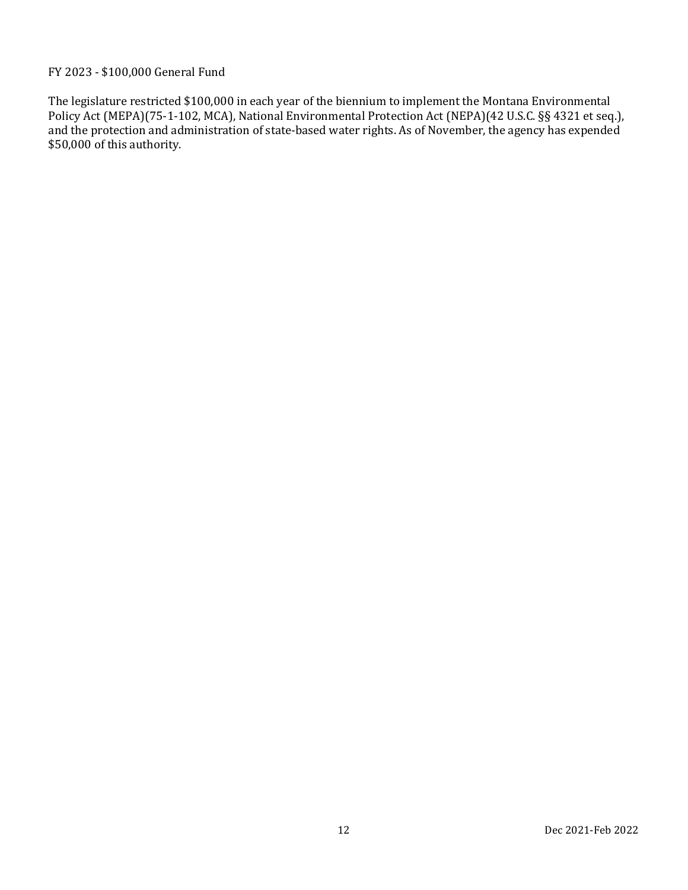FY 2023 - $100,000 General Fund

The legislature restricted $100,000 in each year of the biennium to implement the Montana Environmental Policy Act (MEPA)(75-1-102, MCA), National Environmental Protection Act (NEPA)(42 U.S.C. §§ 4321 et seq.), and the protection and administration of state-based water rights. As of November, the agency has expended $50,000 of this authority.